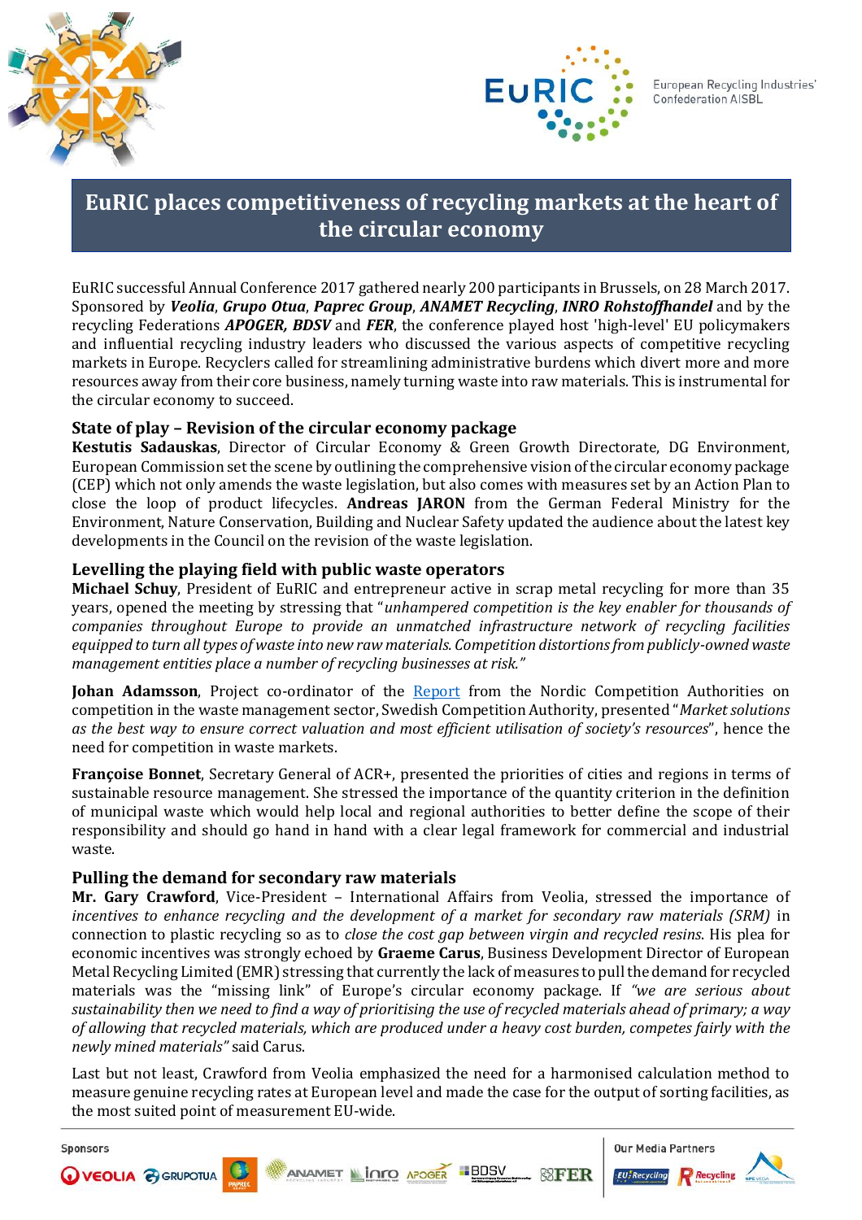European Recycling Industries' Confederation AISBL

# EuRIC places competitiveness of recycling markets at the heart of the circular economy

EuRIC successful Annual Conference 2017 gathered nearly 200 participants in Brussels, on 28 March 2017. Sponsored by ***Veolia***, ***Grupo Otua***, ***Paprec Group***, ***ANAMET Recycling***, ***INRO Rohstoffhandel*** and by the recycling Federations ***APOGER, BDSV*** and ***FER***, the conference played host 'high-level' EU policymakers and influential recycling industry leaders who discussed the various aspects of competitive recycling markets in Europe. Recyclers called for streamlining administrative burdens which divert more and more resources away from their core business, namely turning waste into raw materials. This is instrumental for the circular economy to succeed.

## State of play – Revision of the circular economy package

**Kestutis Sadauskas**, Director of Circular Economy & Green Growth Directorate, DG Environment, European Commission set the scene by outlining the comprehensive vision of the circular economy package (CEP) which not only amends the waste legislation, but also comes with measures set by an Action Plan to close the loop of product lifecycles. **Andreas JARON** from the German Federal Ministry for the Environment, Nature Conservation, Building and Nuclear Safety updated the audience about the latest key developments in the Council on the revision of the waste legislation.

## Levelling the playing field with public waste operators

**Michael Schuy**, President of EuRIC and entrepreneur active in scrap metal recycling for more than 35 years, opened the meeting by stressing that "*unhampered competition is the key enabler for thousands of companies throughout Europe to provide an unmatched infrastructure network of recycling facilities equipped to turn all types of waste into new raw materials. Competition distortions from publicly-owned waste management entities place a number of recycling businesses at risk.*"

**Johan Adamsson**, Project co-ordinator of the Report from the Nordic Competition Authorities on competition in the waste management sector, Swedish Competition Authority, presented "*Market solutions as the best way to ensure correct valuation and most efficient utilisation of society's resources*", hence the need for competition in waste markets.

**Françoise Bonnet**, Secretary General of ACR+, presented the priorities of cities and regions in terms of sustainable resource management. She stressed the importance of the quantity criterion in the definition of municipal waste which would help local and regional authorities to better define the scope of their responsibility and should go hand in hand with a clear legal framework for commercial and industrial waste.

## Pulling the demand for secondary raw materials

**Mr. Gary Crawford**, Vice-President – International Affairs from Veolia, stressed the importance of *incentives to enhance recycling and the development of a market for secondary raw materials (SRM)* in connection to plastic recycling so as to *close the cost gap between virgin and recycled resins*. His plea for economic incentives was strongly echoed by **Graeme Carus**, Business Development Director of European Metal Recycling Limited (EMR) stressing that currently the lack of measures to pull the demand for recycled materials was the "missing link" of Europe's circular economy package. If *"we are serious about sustainability then we need to find a way of prioritising the use of recycled materials ahead of primary; a way of allowing that recycled materials, which are produced under a heavy cost burden, competes fairly with the newly mined materials"* said Carus.

Last but not least, Crawford from Veolia emphasized the need for a harmonised calculation method to measure genuine recycling rates at European level and made the case for the output of sorting facilities, as the most suited point of measurement EU-wide.

Sponsors: Veolia, Grupotua, Paprec Group, Anamet, Inro, Apoger, BDSV, FER

Our Media Partners: EU Recycling, Recycling International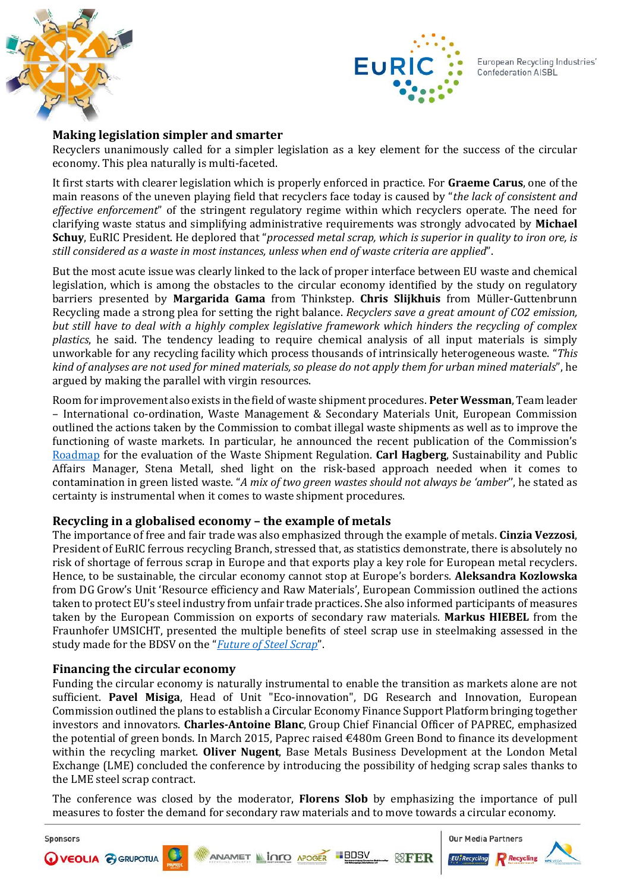## Making legislation simpler and smarter

Recyclers unanimously called for a simpler legislation as a key element for the success of the circular economy. This plea naturally is multi-faceted.

It first starts with clearer legislation which is properly enforced in practice. For **Graeme Carus**, one of the main reasons of the uneven playing field that recyclers face today is caused by "*the lack of consistent and effective enforcement*" of the stringent regulatory regime within which recyclers operate. The need for clarifying waste status and simplifying administrative requirements was strongly advocated by **Michael Schuy**, EuRIC President. He deplored that "*processed metal scrap, which is superior in quality to iron ore, is still considered as a waste in most instances, unless when end of waste criteria are applied*".

But the most acute issue was clearly linked to the lack of proper interface between EU waste and chemical legislation, which is among the obstacles to the circular economy identified by the study on regulatory barriers presented by **Margarida Gama** from Thinkstep. **Chris Slijkhuis** from Müller-Guttenbrunn Recycling made a strong plea for setting the right balance. *Recyclers save a great amount of CO2 emission, but still have to deal with a highly complex legislative framework which hinders the recycling of complex plastics*, he said. The tendency leading to require chemical analysis of all input materials is simply unworkable for any recycling facility which process thousands of intrinsically heterogeneous waste. "*This kind of analyses are not used for mined materials, so please do not apply them for urban mined materials*", he argued by making the parallel with virgin resources.

Room for improvement also exists in the field of waste shipment procedures. **Peter Wessman**, Team leader – International co-ordination, Waste Management & Secondary Materials Unit, European Commission outlined the actions taken by the Commission to combat illegal waste shipments as well as to improve the functioning of waste markets. In particular, he announced the recent publication of the Commission's Roadmap for the evaluation of the Waste Shipment Regulation. **Carl Hagberg**, Sustainability and Public Affairs Manager, Stena Metall, shed light on the risk-based approach needed when it comes to contamination in green listed waste. "*A mix of two green wastes should not always be 'amber*'", he stated as certainty is instrumental when it comes to waste shipment procedures.

## Recycling in a globalised economy – the example of metals

The importance of free and fair trade was also emphasized through the example of metals. **Cinzia Vezzosi**, President of EuRIC ferrous recycling Branch, stressed that, as statistics demonstrate, there is absolutely no risk of shortage of ferrous scrap in Europe and that exports play a key role for European metal recyclers. Hence, to be sustainable, the circular economy cannot stop at Europe's borders. **Aleksandra Kozlowska** from DG Grow's Unit 'Resource efficiency and Raw Materials', European Commission outlined the actions taken to protect EU's steel industry from unfair trade practices. She also informed participants of measures taken by the European Commission on exports of secondary raw materials. **Markus HIEBEL** from the Fraunhofer UMSICHT, presented the multiple benefits of steel scrap use in steelmaking assessed in the study made for the BDSV on the "*Future of Steel Scrap*".

## Financing the circular economy

Funding the circular economy is naturally instrumental to enable the transition as markets alone are not sufficient. **Pavel Misiga**, Head of Unit "Eco-innovation", DG Research and Innovation, European Commission outlined the plans to establish a Circular Economy Finance Support Platform bringing together investors and innovators. **Charles-Antoine Blanc**, Group Chief Financial Officer of PAPREC, emphasized the potential of green bonds. In March 2015, Paprec raised €480m Green Bond to finance its development within the recycling market. **Oliver Nugent**, Base Metals Business Development at the London Metal Exchange (LME) concluded the conference by introducing the possibility of hedging scrap sales thanks to the LME steel scrap contract.

The conference was closed by the moderator, **Florens Slob** by emphasizing the importance of pull measures to foster the demand for secondary raw materials and to move towards a circular economy.

Sponsors

Our Media Partners